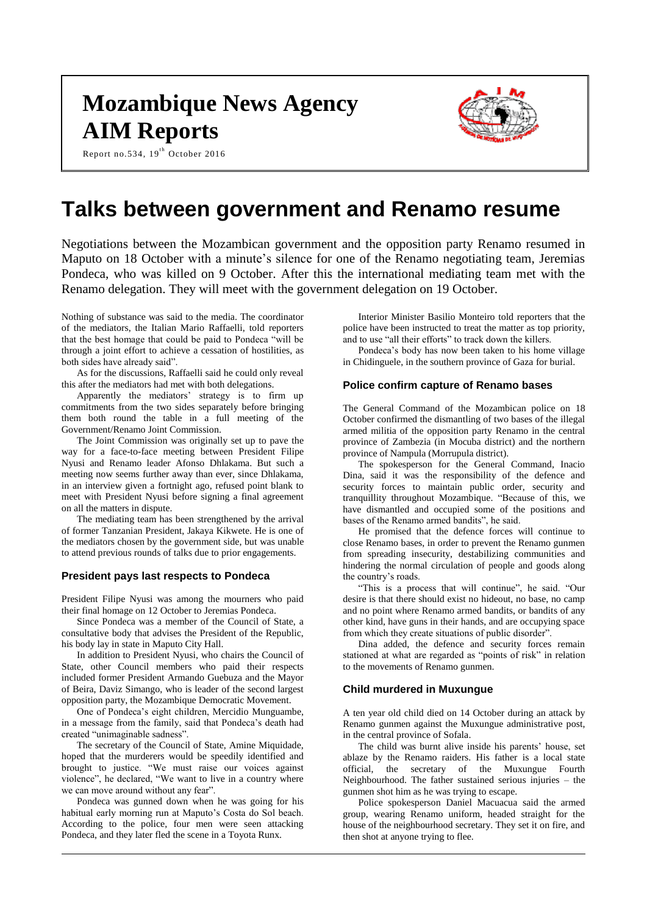# Mozambique News Agency AIM Reports

Report no.534, 19th October 2016

# Talks between government and Renamo resume

Negotiations between the Mozambican government and the opposition party Renamo resumed in Maputo on 18 October with a minute's silence for one of the Renamo negotiating team, Jeremias Pondeca, who was killed on 9 October. After this the international mediating team met with the Renamo delegation. They will meet with the government delegation on 19 October.

Nothing of substance was said to the media. The coordinator of the mediators, the Italian Mario Raffaelli, told reporters that the best homage that could be paid to Pondeca "will be through a joint effort to achieve a cessation of hostilities, as both sides have already said".

As for the discussions, Raffaelli said he could only reveal this after the mediators had met with both delegations.

Apparently the mediators' strategy is to firm up commitments from the two sides separately before bringing them both round the table in a full meeting of the Government/Renamo Joint Commission.

The Joint Commission was originally set up to pave the way for a face-to-face meeting between President Filipe Nyusi and Renamo leader Afonso Dhlakama. But such a meeting now seems further away than ever, since Dhlakama, in an interview given a fortnight ago, refused point blank to meet with President Nyusi before signing a final agreement on all the matters in dispute.

The mediating team has been strengthened by the arrival of former Tanzanian President, Jakaya Kikwete. He is one of the mediators chosen by the government side, but was unable to attend previous rounds of talks due to prior engagements.

## President pays last respects to Pondeca

President Filipe Nyusi was among the mourners who paid their final homage on 12 October to Jeremias Pondeca.

Since Pondeca was a member of the Council of State, a consultative body that advises the President of the Republic, his body lay in state in Maputo City Hall.

In addition to President Nyusi, who chairs the Council of State, other Council members who paid their respects included former President Armando Guebuza and the Mayor of Beira, Daviz Simango, who is leader of the second largest opposition party, the Mozambique Democratic Movement.

One of Pondeca's eight children, Mercidio Munguambe, in a message from the family, said that Pondeca's death had created "unimaginable sadness".

The secretary of the Council of State, Amine Miquidade, hoped that the murderers would be speedily identified and brought to justice. "We must raise our voices against violence", he declared, "We want to live in a country where we can move around without any fear".

Pondeca was gunned down when he was going for his habitual early morning run at Maputo's Costa do Sol beach. According to the police, four men were seen attacking Pondeca, and they later fled the scene in a Toyota Runx.

Interior Minister Basilio Monteiro told reporters that the police have been instructed to treat the matter as top priority, and to use "all their efforts" to track down the killers.

Pondeca's body has now been taken to his home village in Chidinguele, in the southern province of Gaza for burial.

## Police confirm capture of Renamo bases

The General Command of the Mozambican police on 18 October confirmed the dismantling of two bases of the illegal armed militia of the opposition party Renamo in the central province of Zambezia (in Mocuba district) and the northern province of Nampula (Morrupula district).

The spokesperson for the General Command, Inacio Dina, said it was the responsibility of the defence and security forces to maintain public order, security and tranquillity throughout Mozambique. "Because of this, we have dismantled and occupied some of the positions and bases of the Renamo armed bandits", he said.

He promised that the defence forces will continue to close Renamo bases, in order to prevent the Renamo gunmen from spreading insecurity, destabilizing communities and hindering the normal circulation of people and goods along the country's roads.

"This is a process that will continue", he said. "Our desire is that there should exist no hideout, no base, no camp and no point where Renamo armed bandits, or bandits of any other kind, have guns in their hands, and are occupying space from which they create situations of public disorder".

Dina added, the defence and security forces remain stationed at what are regarded as "points of risk" in relation to the movements of Renamo gunmen.

## Child murdered in Muxungue

A ten year old child died on 14 October during an attack by Renamo gunmen against the Muxungue administrative post, in the central province of Sofala.

The child was burnt alive inside his parents' house, set ablaze by the Renamo raiders. His father is a local state official, the secretary of the Muxungue Fourth Neighbourhood. The father sustained serious injuries – the gunmen shot him as he was trying to escape.

Police spokesperson Daniel Macuacua said the armed group, wearing Renamo uniform, headed straight for the house of the neighbourhood secretary. They set it on fire, and then shot at anyone trying to flee.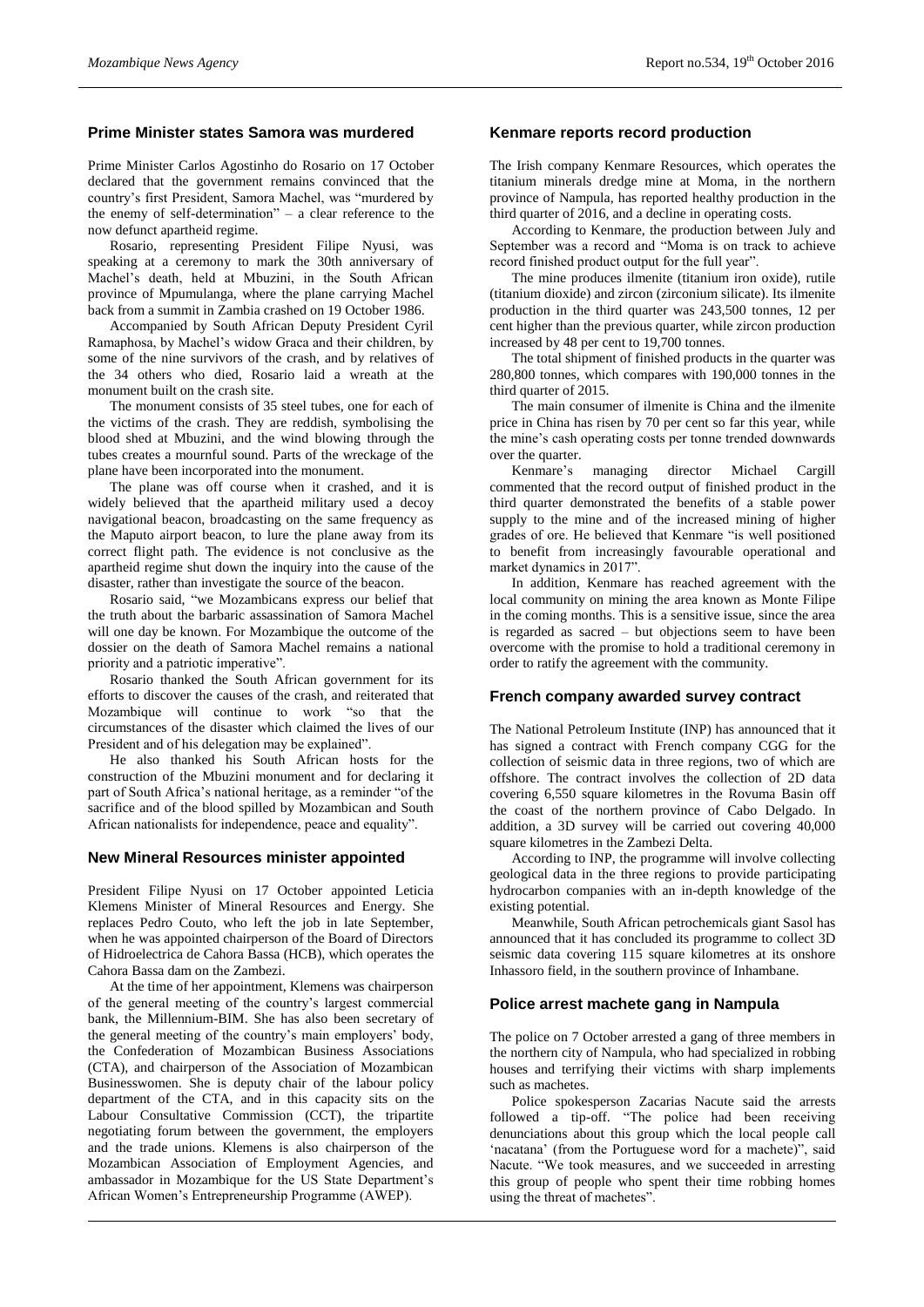## Prime Minister states Samora was murdered

Prime Minister Carlos Agostinho do Rosario on 17 October declared that the government remains convinced that the country's first President, Samora Machel, was "murdered by the enemy of self-determination" – a clear reference to the now defunct apartheid regime.

Rosario, representing President Filipe Nyusi, was speaking at a ceremony to mark the 30th anniversary of Machel's death, held at Mbuzini, in the South African province of Mpumulanga, where the plane carrying Machel back from a summit in Zambia crashed on 19 October 1986.

Accompanied by South African Deputy President Cyril Ramaphosa, by Machel's widow Graca and their children, by some of the nine survivors of the crash, and by relatives of the 34 others who died, Rosario laid a wreath at the monument built on the crash site.

The monument consists of 35 steel tubes, one for each of the victims of the crash. They are reddish, symbolising the blood shed at Mbuzini, and the wind blowing through the tubes creates a mournful sound. Parts of the wreckage of the plane have been incorporated into the monument.

The plane was off course when it crashed, and it is widely believed that the apartheid military used a decoy navigational beacon, broadcasting on the same frequency as the Maputo airport beacon, to lure the plane away from its correct flight path. The evidence is not conclusive as the apartheid regime shut down the inquiry into the cause of the disaster, rather than investigate the source of the beacon.

Rosario said, "we Mozambicans express our belief that the truth about the barbaric assassination of Samora Machel will one day be known. For Mozambique the outcome of the dossier on the death of Samora Machel remains a national priority and a patriotic imperative".

Rosario thanked the South African government for its efforts to discover the causes of the crash, and reiterated that Mozambique will continue to work "so that the circumstances of the disaster which claimed the lives of our President and of his delegation may be explained".

He also thanked his South African hosts for the construction of the Mbuzini monument and for declaring it part of South Africa's national heritage, as a reminder "of the sacrifice and of the blood spilled by Mozambican and South African nationalists for independence, peace and equality".

## New Mineral Resources minister appointed

President Filipe Nyusi on 17 October appointed Leticia Klemens Minister of Mineral Resources and Energy. She replaces Pedro Couto, who left the job in late September, when he was appointed chairperson of the Board of Directors of Hidroelectrica de Cahora Bassa (HCB), which operates the Cahora Bassa dam on the Zambezi.

At the time of her appointment, Klemens was chairperson of the general meeting of the country's largest commercial bank, the Millennium-BIM. She has also been secretary of the general meeting of the country's main employers' body, the Confederation of Mozambican Business Associations (CTA), and chairperson of the Association of Mozambican Businesswomen. She is deputy chair of the labour policy department of the CTA, and in this capacity sits on the Labour Consultative Commission (CCT), the tripartite negotiating forum between the government, the employers and the trade unions. Klemens is also chairperson of the Mozambican Association of Employment Agencies, and ambassador in Mozambique for the US State Department's African Women's Entrepreneurship Programme (AWEP).

## Kenmare reports record production

The Irish company Kenmare Resources, which operates the titanium minerals dredge mine at Moma, in the northern province of Nampula, has reported healthy production in the third quarter of 2016, and a decline in operating costs.

According to Kenmare, the production between July and September was a record and "Moma is on track to achieve record finished product output for the full year".

The mine produces ilmenite (titanium iron oxide), rutile (titanium dioxide) and zircon (zirconium silicate). Its ilmenite production in the third quarter was 243,500 tonnes, 12 per cent higher than the previous quarter, while zircon production increased by 48 per cent to 19,700 tonnes.

The total shipment of finished products in the quarter was 280,800 tonnes, which compares with 190,000 tonnes in the third quarter of 2015.

The main consumer of ilmenite is China and the ilmenite price in China has risen by 70 per cent so far this year, while the mine's cash operating costs per tonne trended downwards over the quarter.

Kenmare's managing director Michael Cargill commented that the record output of finished product in the third quarter demonstrated the benefits of a stable power supply to the mine and of the increased mining of higher grades of ore. He believed that Kenmare "is well positioned to benefit from increasingly favourable operational and market dynamics in 2017".

In addition, Kenmare has reached agreement with the local community on mining the area known as Monte Filipe in the coming months. This is a sensitive issue, since the area is regarded as sacred – but objections seem to have been overcome with the promise to hold a traditional ceremony in order to ratify the agreement with the community.

## French company awarded survey contract

The National Petroleum Institute (INP) has announced that it has signed a contract with French company CGG for the collection of seismic data in three regions, two of which are offshore. The contract involves the collection of 2D data covering 6,550 square kilometres in the Rovuma Basin off the coast of the northern province of Cabo Delgado. In addition, a 3D survey will be carried out covering 40,000 square kilometres in the Zambezi Delta.

According to INP, the programme will involve collecting geological data in the three regions to provide participating hydrocarbon companies with an in-depth knowledge of the existing potential.

Meanwhile, South African petrochemicals giant Sasol has announced that it has concluded its programme to collect 3D seismic data covering 115 square kilometres at its onshore Inhassoro field, in the southern province of Inhambane.

## Police arrest machete gang in Nampula

The police on 7 October arrested a gang of three members in the northern city of Nampula, who had specialized in robbing houses and terrifying their victims with sharp implements such as machetes.

Police spokesperson Zacarias Nacute said the arrests followed a tip-off. "The police had been receiving denunciations about this group which the local people call 'nacatana' (from the Portuguese word for a machete)", said Nacute. "We took measures, and we succeeded in arresting this group of people who spent their time robbing homes using the threat of machetes".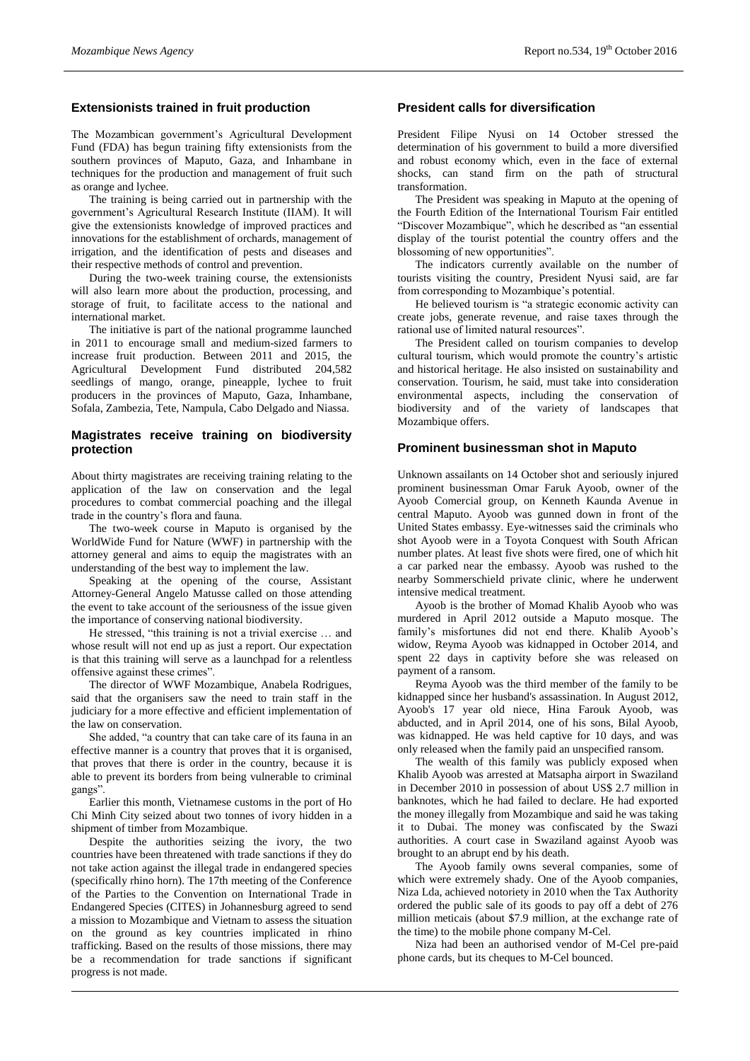## Extensionists trained in fruit production

The Mozambican government's Agricultural Development Fund (FDA) has begun training fifty extensionists from the southern provinces of Maputo, Gaza, and Inhambane in techniques for the production and management of fruit such as orange and lychee.

The training is being carried out in partnership with the government's Agricultural Research Institute (IIAM). It will give the extensionists knowledge of improved practices and innovations for the establishment of orchards, management of irrigation, and the identification of pests and diseases and their respective methods of control and prevention.

During the two-week training course, the extensionists will also learn more about the production, processing, and storage of fruit, to facilitate access to the national and international market.

The initiative is part of the national programme launched in 2011 to encourage small and medium-sized farmers to increase fruit production. Between 2011 and 2015, the Agricultural Development Fund distributed 204,582 seedlings of mango, orange, pineapple, lychee to fruit producers in the provinces of Maputo, Gaza, Inhambane, Sofala, Zambezia, Tete, Nampula, Cabo Delgado and Niassa.

## Magistrates receive training on biodiversity protection

About thirty magistrates are receiving training relating to the application of the law on conservation and the legal procedures to combat commercial poaching and the illegal trade in the country's flora and fauna.

The two-week course in Maputo is organised by the WorldWide Fund for Nature (WWF) in partnership with the attorney general and aims to equip the magistrates with an understanding of the best way to implement the law.

Speaking at the opening of the course, Assistant Attorney-General Angelo Matusse called on those attending the event to take account of the seriousness of the issue given the importance of conserving national biodiversity.

He stressed, "this training is not a trivial exercise … and whose result will not end up as just a report. Our expectation is that this training will serve as a launchpad for a relentless offensive against these crimes".

The director of WWF Mozambique, Anabela Rodrigues, said that the organisers saw the need to train staff in the judiciary for a more effective and efficient implementation of the law on conservation.

She added, "a country that can take care of its fauna in an effective manner is a country that proves that it is organised, that proves that there is order in the country, because it is able to prevent its borders from being vulnerable to criminal gangs".

Earlier this month, Vietnamese customs in the port of Ho Chi Minh City seized about two tonnes of ivory hidden in a shipment of timber from Mozambique.

Despite the authorities seizing the ivory, the two countries have been threatened with trade sanctions if they do not take action against the illegal trade in endangered species (specifically rhino horn). The 17th meeting of the Conference of the Parties to the Convention on International Trade in Endangered Species (CITES) in Johannesburg agreed to send a mission to Mozambique and Vietnam to assess the situation on the ground as key countries implicated in rhino trafficking. Based on the results of those missions, there may be a recommendation for trade sanctions if significant progress is not made.

## President calls for diversification

President Filipe Nyusi on 14 October stressed the determination of his government to build a more diversified and robust economy which, even in the face of external shocks, can stand firm on the path of structural transformation.

The President was speaking in Maputo at the opening of the Fourth Edition of the International Tourism Fair entitled "Discover Mozambique", which he described as "an essential display of the tourist potential the country offers and the blossoming of new opportunities".

The indicators currently available on the number of tourists visiting the country, President Nyusi said, are far from corresponding to Mozambique's potential.

He believed tourism is "a strategic economic activity can create jobs, generate revenue, and raise taxes through the rational use of limited natural resources".

The President called on tourism companies to develop cultural tourism, which would promote the country's artistic and historical heritage. He also insisted on sustainability and conservation. Tourism, he said, must take into consideration environmental aspects, including the conservation of biodiversity and of the variety of landscapes that Mozambique offers.

## Prominent businessman shot in Maputo

Unknown assailants on 14 October shot and seriously injured prominent businessman Omar Faruk Ayoob, owner of the Ayoob Comercial group, on Kenneth Kaunda Avenue in central Maputo. Ayoob was gunned down in front of the United States embassy. Eye-witnesses said the criminals who shot Ayoob were in a Toyota Conquest with South African number plates. At least five shots were fired, one of which hit a car parked near the embassy. Ayoob was rushed to the nearby Sommerschield private clinic, where he underwent intensive medical treatment.

Ayoob is the brother of Momad Khalib Ayoob who was murdered in April 2012 outside a Maputo mosque. The family's misfortunes did not end there. Khalib Ayoob's widow, Reyma Ayoob was kidnapped in October 2014, and spent 22 days in captivity before she was released on payment of a ransom.

Reyma Ayoob was the third member of the family to be kidnapped since her husband's assassination. In August 2012, Ayoob's 17 year old niece, Hina Farouk Ayoob, was abducted, and in April 2014, one of his sons, Bilal Ayoob, was kidnapped. He was held captive for 10 days, and was only released when the family paid an unspecified ransom.

The wealth of this family was publicly exposed when Khalib Ayoob was arrested at Matsapha airport in Swaziland in December 2010 in possession of about US$ 2.7 million in banknotes, which he had failed to declare. He had exported the money illegally from Mozambique and said he was taking it to Dubai. The money was confiscated by the Swazi authorities. A court case in Swaziland against Ayoob was brought to an abrupt end by his death.

The Ayoob family owns several companies, some of which were extremely shady. One of the Ayoob companies, Niza Lda, achieved notoriety in 2010 when the Tax Authority ordered the public sale of its goods to pay off a debt of 276 million meticais (about $7.9 million, at the exchange rate of the time) to the mobile phone company M-Cel.

Niza had been an authorised vendor of M-Cel pre-paid phone cards, but its cheques to M-Cel bounced.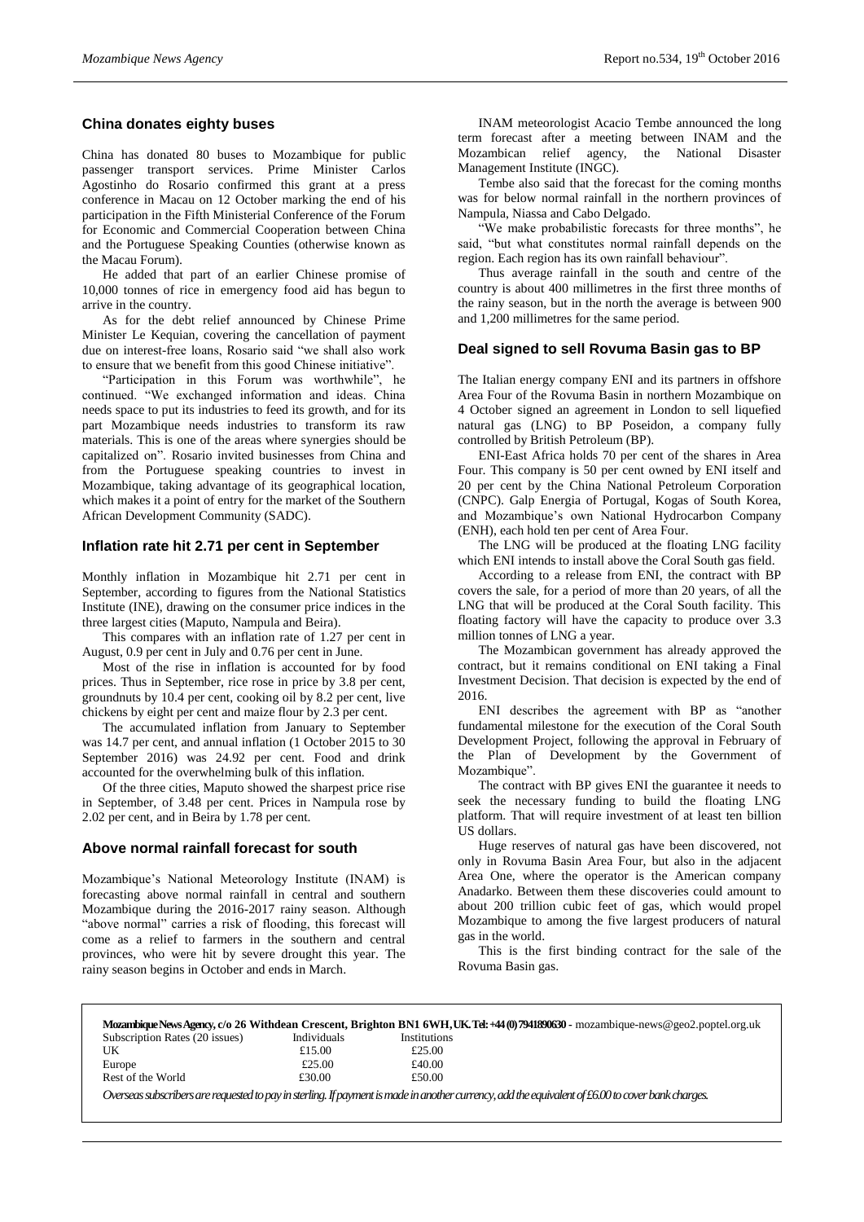## China donates eighty buses

China has donated 80 buses to Mozambique for public passenger transport services. Prime Minister Carlos Agostinho do Rosario confirmed this grant at a press conference in Macau on 12 October marking the end of his participation in the Fifth Ministerial Conference of the Forum for Economic and Commercial Cooperation between China and the Portuguese Speaking Counties (otherwise known as the Macau Forum).

He added that part of an earlier Chinese promise of 10,000 tonnes of rice in emergency food aid has begun to arrive in the country.

As for the debt relief announced by Chinese Prime Minister Le Kequian, covering the cancellation of payment due on interest-free loans, Rosario said "we shall also work to ensure that we benefit from this good Chinese initiative".

"Participation in this Forum was worthwhile", he continued. "We exchanged information and ideas. China needs space to put its industries to feed its growth, and for its part Mozambique needs industries to transform its raw materials. This is one of the areas where synergies should be capitalized on". Rosario invited businesses from China and from the Portuguese speaking countries to invest in Mozambique, taking advantage of its geographical location, which makes it a point of entry for the market of the Southern African Development Community (SADC).

## Inflation rate hit 2.71 per cent in September

Monthly inflation in Mozambique hit 2.71 per cent in September, according to figures from the National Statistics Institute (INE), drawing on the consumer price indices in the three largest cities (Maputo, Nampula and Beira).

This compares with an inflation rate of 1.27 per cent in August, 0.9 per cent in July and 0.76 per cent in June.

Most of the rise in inflation is accounted for by food prices. Thus in September, rice rose in price by 3.8 per cent, groundnuts by 10.4 per cent, cooking oil by 8.2 per cent, live chickens by eight per cent and maize flour by 2.3 per cent.

The accumulated inflation from January to September was 14.7 per cent, and annual inflation (1 October 2015 to 30 September 2016) was 24.92 per cent. Food and drink accounted for the overwhelming bulk of this inflation.

Of the three cities, Maputo showed the sharpest price rise in September, of 3.48 per cent. Prices in Nampula rose by 2.02 per cent, and in Beira by 1.78 per cent.

## Above normal rainfall forecast for south

Mozambique's National Meteorology Institute (INAM) is forecasting above normal rainfall in central and southern Mozambique during the 2016-2017 rainy season. Although "above normal" carries a risk of flooding, this forecast will come as a relief to farmers in the southern and central provinces, who were hit by severe drought this year. The rainy season begins in October and ends in March.

INAM meteorologist Acacio Tembe announced the long term forecast after a meeting between INAM and the Mozambican relief agency, the National Disaster Management Institute (INGC).

Tembe also said that the forecast for the coming months was for below normal rainfall in the northern provinces of Nampula, Niassa and Cabo Delgado.

"We make probabilistic forecasts for three months", he said, "but what constitutes normal rainfall depends on the region. Each region has its own rainfall behaviour".

Thus average rainfall in the south and centre of the country is about 400 millimetres in the first three months of the rainy season, but in the north the average is between 900 and 1,200 millimetres for the same period.

## Deal signed to sell Rovuma Basin gas to BP

The Italian energy company ENI and its partners in offshore Area Four of the Rovuma Basin in northern Mozambique on 4 October signed an agreement in London to sell liquefied natural gas (LNG) to BP Poseidon, a company fully controlled by British Petroleum (BP).

ENI-East Africa holds 70 per cent of the shares in Area Four. This company is 50 per cent owned by ENI itself and 20 per cent by the China National Petroleum Corporation (CNPC). Galp Energia of Portugal, Kogas of South Korea, and Mozambique's own National Hydrocarbon Company (ENH), each hold ten per cent of Area Four.

The LNG will be produced at the floating LNG facility which ENI intends to install above the Coral South gas field.

According to a release from ENI, the contract with BP covers the sale, for a period of more than 20 years, of all the LNG that will be produced at the Coral South facility. This floating factory will have the capacity to produce over 3.3 million tonnes of LNG a year.

The Mozambican government has already approved the contract, but it remains conditional on ENI taking a Final Investment Decision. That decision is expected by the end of 2016.

ENI describes the agreement with BP as "another fundamental milestone for the execution of the Coral South Development Project, following the approval in February of the Plan of Development by the Government of Mozambique".

The contract with BP gives ENI the guarantee it needs to seek the necessary funding to build the floating LNG platform. That will require investment of at least ten billion US dollars.

Huge reserves of natural gas have been discovered, not only in Rovuma Basin Area Four, but also in the adjacent Area One, where the operator is the American company Anadarko. Between them these discoveries could amount to about 200 trillion cubic feet of gas, which would propel Mozambique to among the five largest producers of natural gas in the world.

This is the first binding contract for the sale of the Rovuma Basin gas.

---

**Mozambique News Agency, c/o 26 Withdean Crescent, Brighton BN1 6WH, UK. Tel: +44 (0) 7941890630** - mozambique-news@geo2.poptel.org.uk

| Subscription Rates (20 issues) | Individuals | Institutions |
|---|---|---|
| UK | £15.00 | £25.00 |
| Europe | £25.00 | £40.00 |
| Rest of the World | £30.00 | £50.00 |

*Overseas subscribers are requested to pay in sterling. If payment is made in another currency, add the equivalent of £6.00 to cover bank charges.*